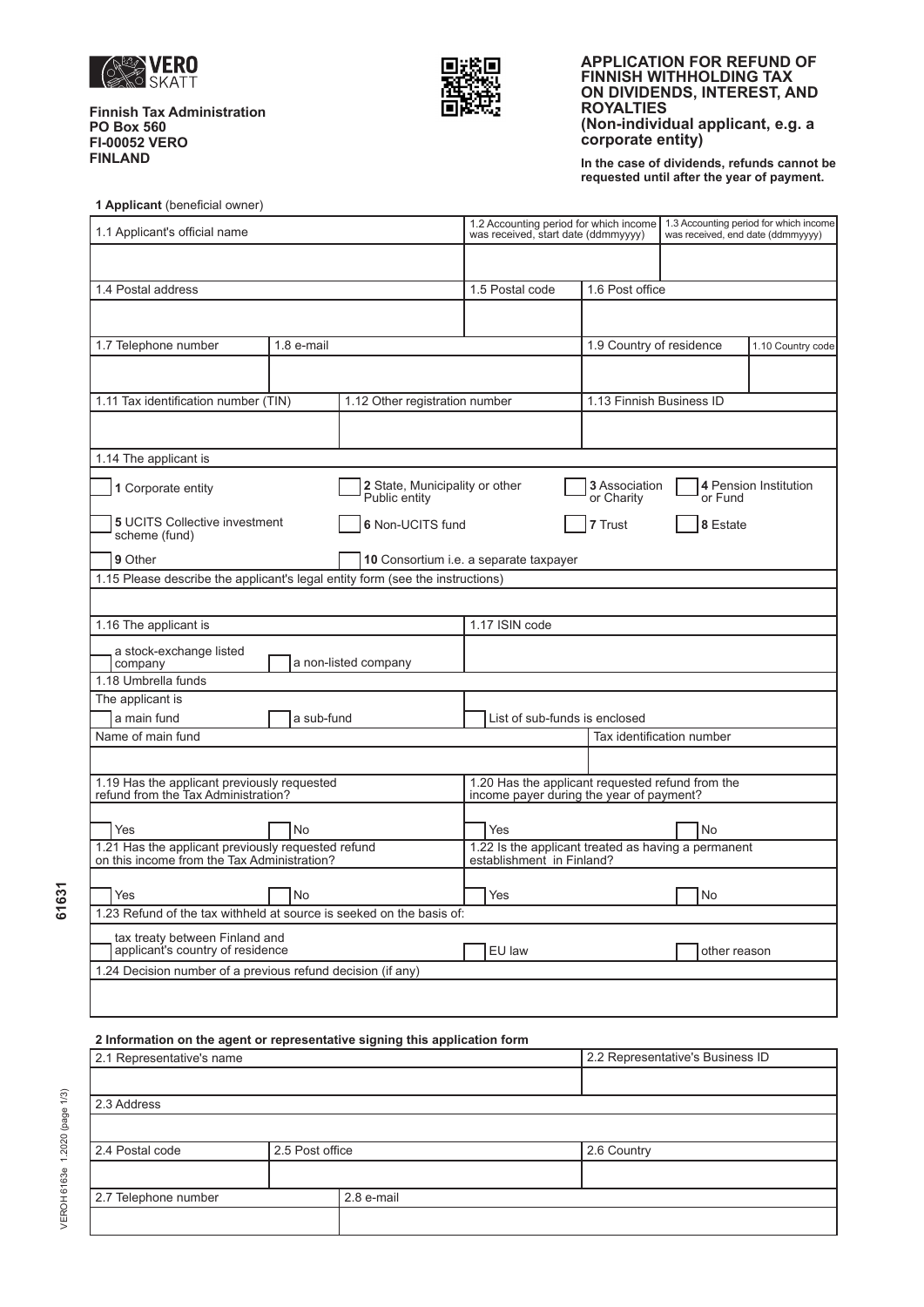VERO SKATT

**Finnish Tax Administration**
**PO Box 560**
**FI-00052 VERO**
**FINLAND**

# APPLICATION FOR REFUND OF FINNISH WITHHOLDING TAX ON DIVIDENDS, INTEREST, AND ROYALTIES (Non-individual applicant, e.g. a corporate entity)

**In the case of dividends, refunds cannot be requested until after the year of payment.**

## 1 Applicant (beneficial owner)

| 1.1 Applicant's official name | 1.2 Accounting period for which income was received, start date (ddmmyyyy) | 1.3 Accounting period for which income was received, end date (ddmmyyyy) |
|---|---|---|
| | | |

| 1.4 Postal address | 1.5 Postal code | 1.6 Post office |
|---|---|---|
| | | |

| 1.7 Telephone number | 1.8 e-mail | 1.9 Country of residence | 1.10 Country code |
|---|---|---|---|
| | | | |

| 1.11 Tax identification number (TIN) | 1.12 Other registration number | 1.13 Finnish Business ID |
|---|---|---|
| | | |

**1.14 The applicant is**

- ☐ **1** Corporate entity
- ☐ **2** State, Municipality or other Public entity
- ☐ **3** Association or Charity
- ☐ **4** Pension Institution or Fund
- ☐ **5** UCITS Collective investment scheme (fund)
- ☐ **6** Non-UCITS fund
- ☐ **7** Trust
- ☐ **8** Estate
- ☐ **9** Other
- ☐ **10** Consortium i.e. a separate taxpayer

**1.15 Please describe the applicant's legal entity form (see the instructions)**

&nbsp;

| 1.16 The applicant is | 1.17 ISIN code |
|---|---|
| ☐ a stock-exchange listed company ☐ a non-listed company | |

**1.18 Umbrella funds**

The applicant is

- ☐ a main fund
- ☐ a sub-fund
- ☐ List of sub-funds is enclosed

| Name of main fund | Tax identification number |
|---|---|
| | |

| 1.19 Has the applicant previously requested refund from the Tax Administration? | 1.20 Has the applicant requested refund from the income payer during the year of payment? |
|---|---|
| ☐ Yes ☐ No | ☐ Yes ☐ No |

| 1.21 Has the applicant previously requested refund on this income from the Tax Administration? | 1.22 Is the applicant treated as having a permanent establishment in Finland? |
|---|---|
| ☐ Yes ☐ No | ☐ Yes ☐ No |

**1.23 Refund of the tax withheld at source is sought on the basis of:**

- ☐ tax treaty between Finland and applicant's country of residence
- ☐ EU law
- ☐ other reason

**1.24 Decision number of a previous refund decision (if any)**

&nbsp;

## 2 Information on the agent or representative signing this application form

| 2.1 Representative's name | 2.2 Representative's Business ID |
|---|---|
| | |

| 2.3 Address |
|---|
| |

| 2.4 Postal code | 2.5 Post office | 2.6 Country |
|---|---|---|
| | | |

| 2.7 Telephone number | 2.8 e-mail |
|---|---|
| | |

61631

VEROH 6163e 1.2020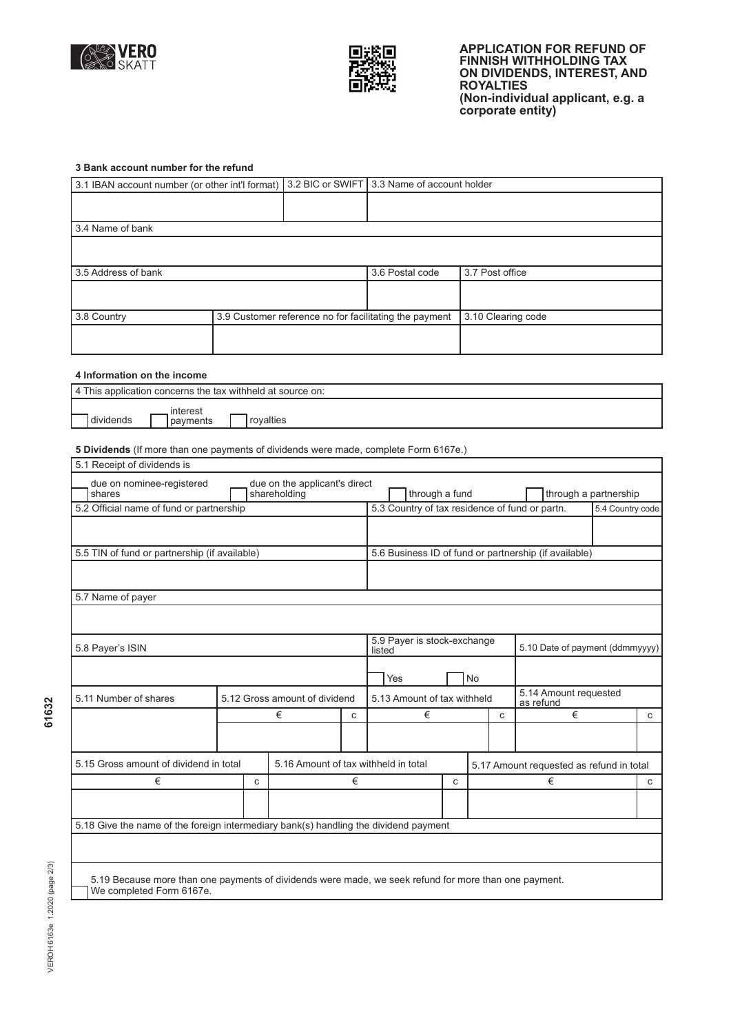**APPLICATION FOR REFUND OF FINNISH WITHHOLDING TAX ON DIVIDENDS, INTEREST, AND ROYALTIES (Non-individual applicant, e.g. a corporate entity)**

### 3 Bank account number for the refund

| 3.1 IBAN account number (or other int'l format) | 3.2 BIC or SWIFT | 3.3 Name of account holder |
|---|---|---|
| | | |

| 3.4 Name of bank |
|---|
| |

| 3.5 Address of bank | 3.6 Postal code | 3.7 Post office |
|---|---|---|
| | | |

| 3.8 Country | 3.9 Customer reference no for facilitating the payment | 3.10 Clearing code |
|---|---|---|
| | | |

### 4 Information on the income

| 4 This application concerns the tax withheld at source on: |
|---|
| ☐ dividends ☐ interest payments ☐ royalties |

### 5 Dividends (If more than one payments of dividends were made, complete Form 6167e.)

| 5.1 Receipt of dividends is |
|---|
| ☐ due on nominee-registered shares ☐ due on the applicant's direct shareholding ☐ through a fund ☐ through a partnership |

| 5.2 Official name of fund or partnership | 5.3 Country of tax residence of fund or partn. | 5.4 Country code |
|---|---|---|
| | | |

| 5.5 TIN of fund or partnership (if available) | 5.6 Business ID of fund or partnership (if available) |
|---|---|
| | |

| 5.7 Name of payer |
|---|
| |

| 5.8 Payer's ISIN | 5.9 Payer is stock-exchange listed | 5.10 Date of payment (ddmmyyyy) |
|---|---|---|
| | ☐ Yes ☐ No | |

| 5.11 Number of shares | 5.12 Gross amount of dividend | | 5.13 Amount of tax withheld | | 5.14 Amount requested as refund | |
|---|---|---|---|---|---|---|
| | € | c | € | c | € | c |
| | | | | | | |

| 5.15 Gross amount of dividend in total | | 5.16 Amount of tax withheld in total | | 5.17 Amount requested as refund in total | |
|---|---|---|---|---|---|
| € | c | € | c | € | c |
| | | | | | |

| 5.18 Give the name of the foreign intermediary bank(s) handling the dividend payment |
|---|
| |

☐ 5.19 Because more than one payments of dividends were made, we seek refund for more than one payment. We completed Form 6167e.

61632

VEROH 6163e 1.2020 (page 2/3)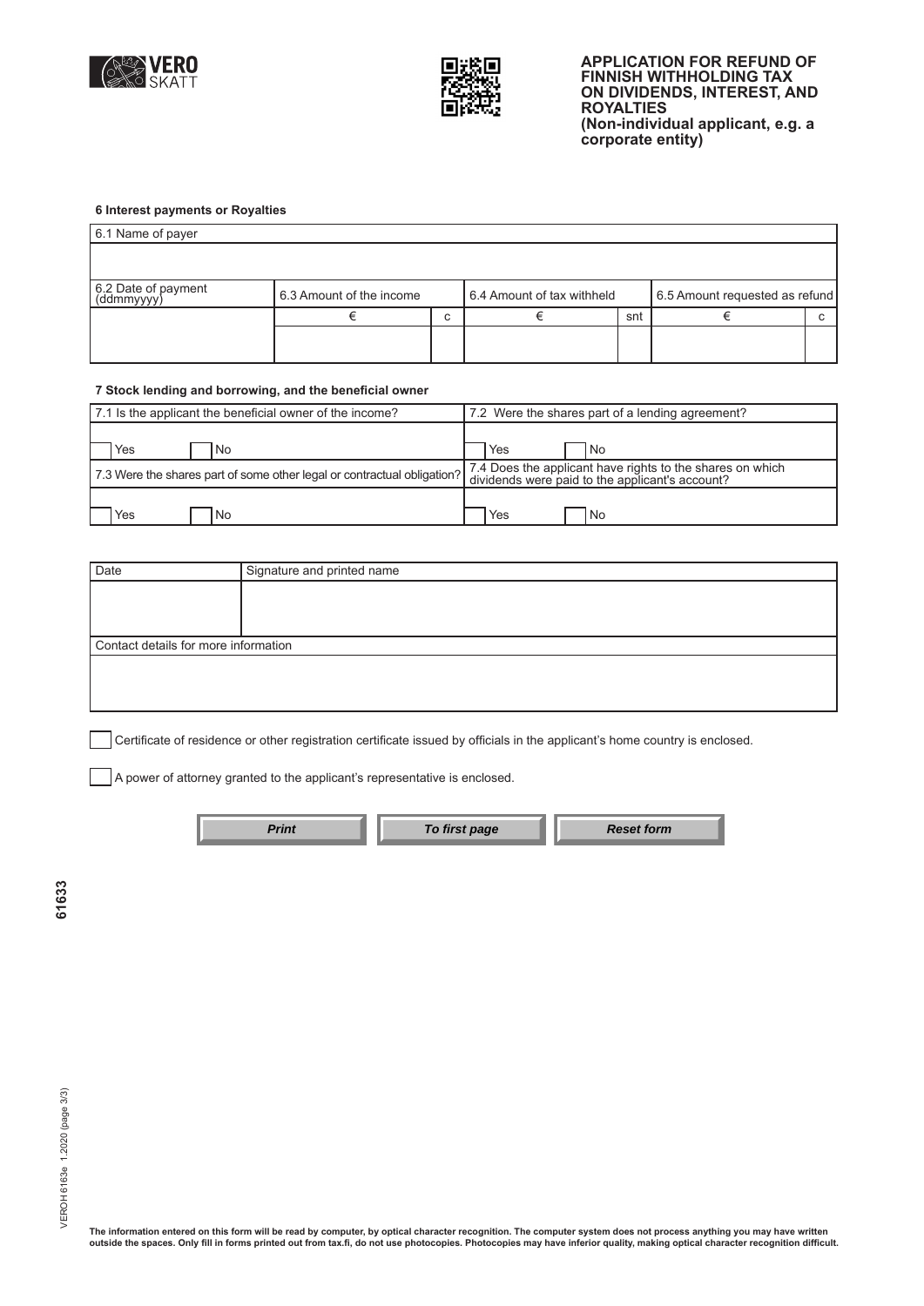# APPLICATION FOR REFUND OF FINNISH WITHHOLDING TAX ON DIVIDENDS, INTEREST, AND ROYALTIES (Non-individual applicant, e.g. a corporate entity)

### 6 Interest payments or Royalties

| 6.1 Name of payer | | | | | | |
|---|---|---|---|---|---|---|
| | | | | | | |
| 6.2 Date of payment (ddmmyyyy) | 6.3 Amount of the income | | 6.4 Amount of tax withheld | | 6.5 Amount requested as refund | |
| | € | c | € | snt | € | c |
| | | | | | | |

### 7 Stock lending and borrowing, and the beneficial owner

| 7.1 Is the applicant the beneficial owner of the income? | 7.2 Were the shares part of a lending agreement? |
|---|---|
| ☐ Yes ☐ No | ☐ Yes ☐ No |
| 7.3 Were the shares part of some other legal or contractual obligation? | 7.4 Does the applicant have rights to the shares on which dividends were paid to the applicant's account? |
| ☐ Yes ☐ No | ☐ Yes ☐ No |

| Date | Signature and printed name |
|---|---|
| | |
| Contact details for more information | |
| | |

☐ Certificate of residence or other registration certificate issued by officials in the applicant's home country is enclosed.

☐ A power of attorney granted to the applicant's representative is enclosed.

Print | To first page | Reset form

61633

VEROH 6163e 1.2020 (page 3/3)

The information entered on this form will be read by computer, by optical character recognition. The computer system does not process anything you may have written outside the spaces. Only fill in forms printed out from tax.fi, do not use photocopies. Photocopies may have inferior quality, making optical character recognition difficult.